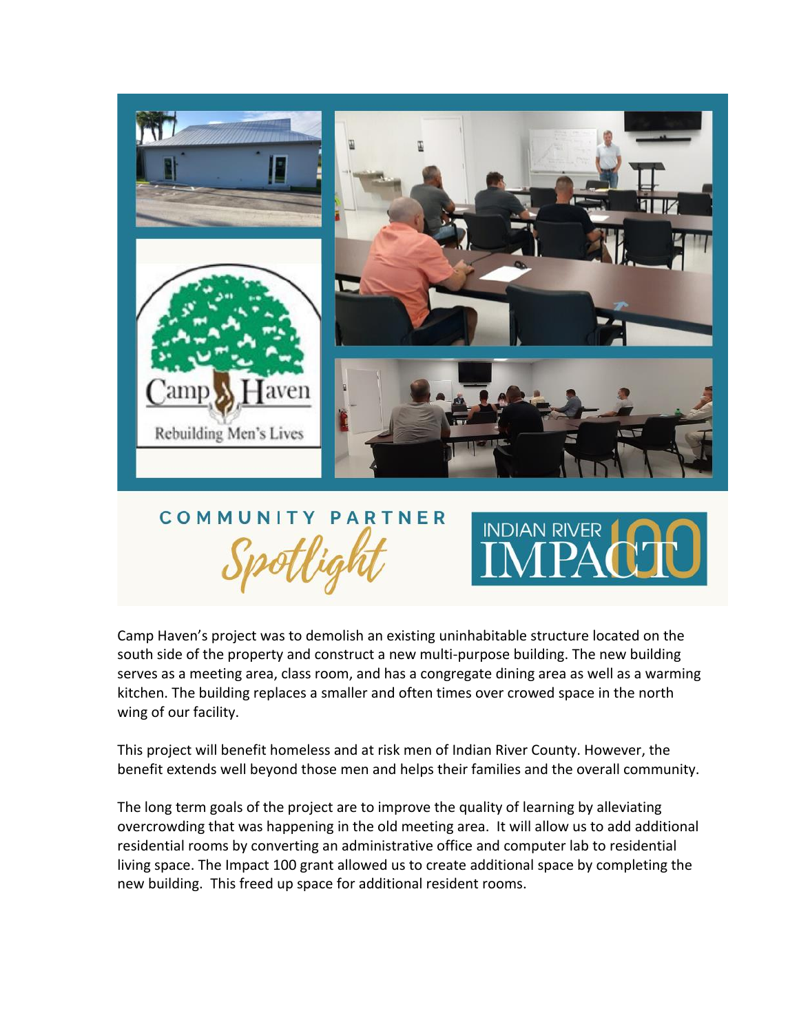Camp Haven
Rebuilding Men's Lives

COMMUNITY PARTNER
Spotlight

INDIAN RIVER IMPACT 100

Camp Haven's project was to demolish an existing uninhabitable structure located on the south side of the property and construct a new multi-purpose building. The new building serves as a meeting area, class room, and has a congregate dining area as well as a warming kitchen. The building replaces a smaller and often times over crowed space in the north wing of our facility.

This project will benefit homeless and at risk men of Indian River County. However, the benefit extends well beyond those men and helps their families and the overall community.

The long term goals of the project are to improve the quality of learning by alleviating overcrowding that was happening in the old meeting area. It will allow us to add additional residential rooms by converting an administrative office and computer lab to residential living space. The Impact 100 grant allowed us to create additional space by completing the new building. This freed up space for additional resident rooms.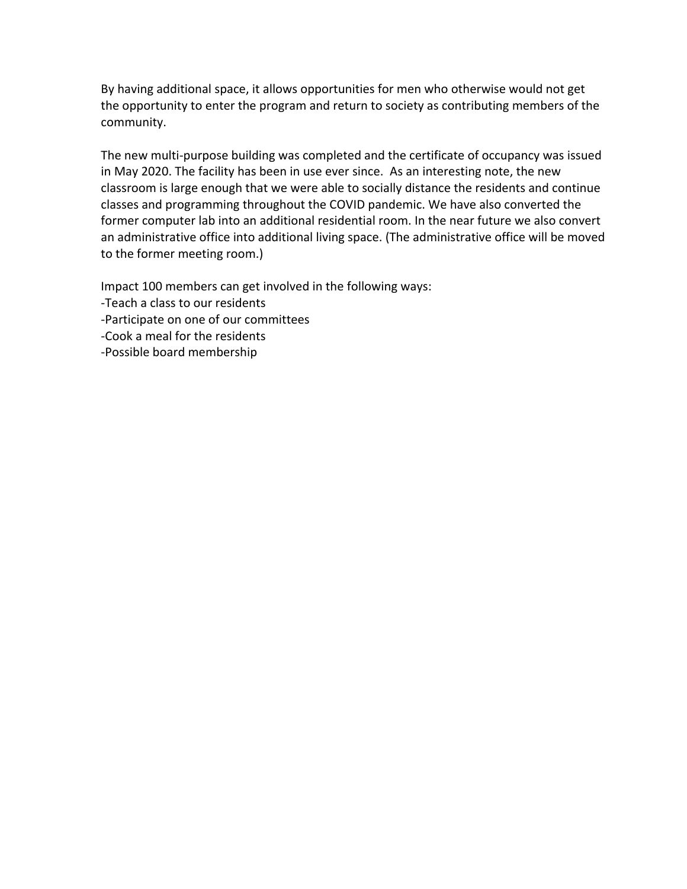By having additional space, it allows opportunities for men who otherwise would not get the opportunity to enter the program and return to society as contributing members of the community.

The new multi-purpose building was completed and the certificate of occupancy was issued in May 2020. The facility has been in use ever since. As an interesting note, the new classroom is large enough that we were able to socially distance the residents and continue classes and programming throughout the COVID pandemic. We have also converted the former computer lab into an additional residential room. In the near future we also convert an administrative office into additional living space. (The administrative office will be moved to the former meeting room.)

Impact 100 members can get involved in the following ways:

- Teach a class to our residents
- Participate on one of our committees
- Cook a meal for the residents
- Possible board membership